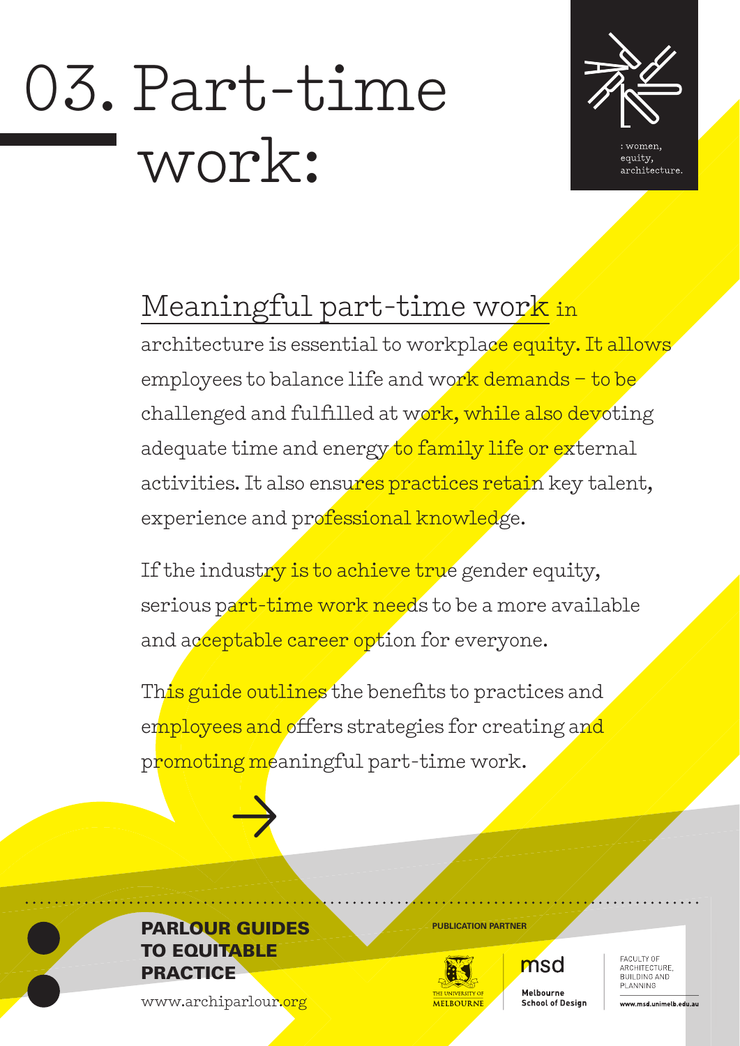# 03. Part-time work:

: women, equity, architecture.

Meaningful part-time work in architecture is essential to workplace equity. It allows employees to balance life and work demands – to be challenged and fulfilled at work, while also devoting adequate time and energy to family life or external activities. It also ensures practices retain key talent, experience and professional knowledge.

If the industry is to achieve true gender equity, serious part-time work needs to be a more available and acceptable career option for everyone.

This guide outlines the benefits to practices and employees and offers strategies for creating and promoting meaningful part-time work.

→

**PARLOUR GUIDES TO EQUITABLE PRACTICE**

www.archiparlour.org

**PUBLICATION PARTNER**

The University of Melbourne

msd Melbourne School of Design

Faculty of Architecture, Building and Planning

www.msd.unimelb.edu.au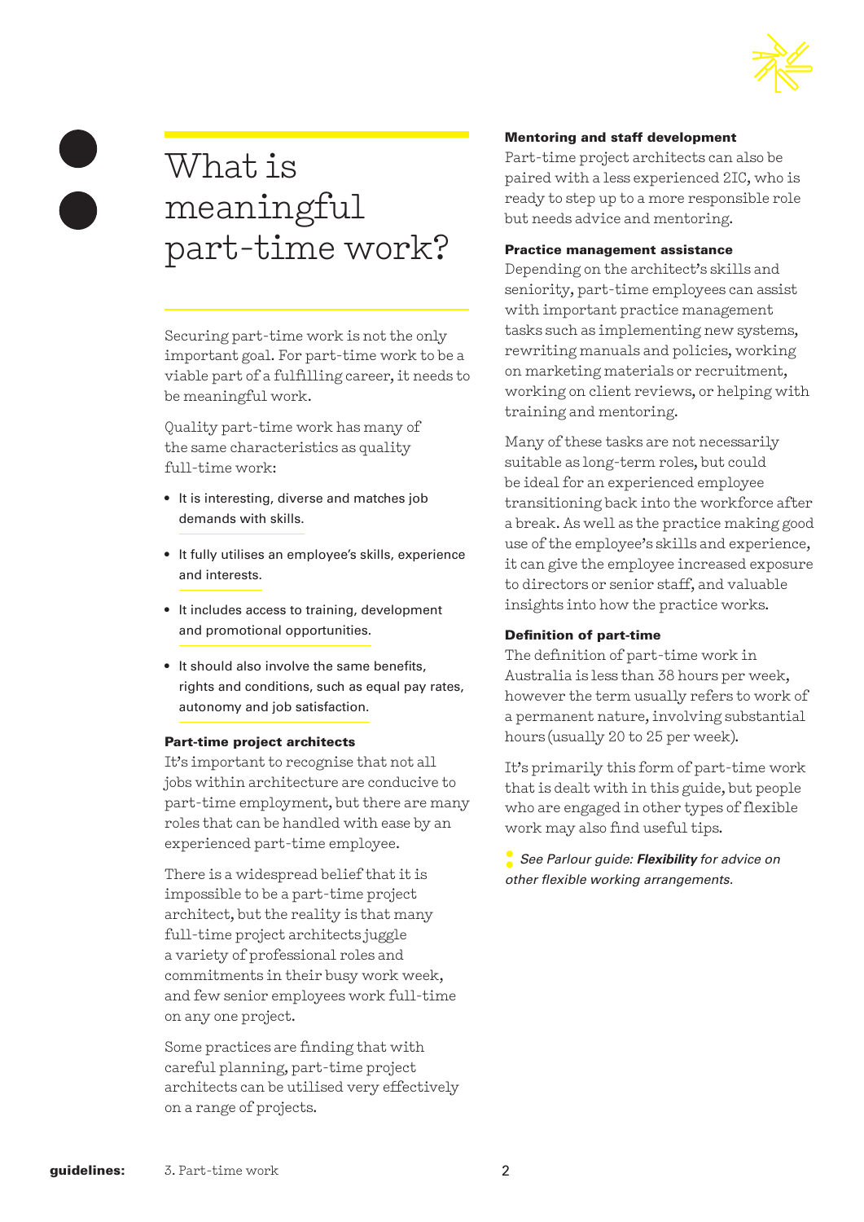# What is meaningful part-time work?

Securing part-time work is not the only important goal. For part-time work to be a viable part of a fulfilling career, it needs to be meaningful work.

Quality part-time work has many of the same characteristics as quality full-time work:

- It is interesting, diverse and matches job demands with skills.
- It fully utilises an employee's skills, experience and interests.
- It includes access to training, development and promotional opportunities.
- It should also involve the same benefits, rights and conditions, such as equal pay rates, autonomy and job satisfaction.

### Part-time project architects

It's important to recognise that not all jobs within architecture are conducive to part-time employment, but there are many roles that can be handled with ease by an experienced part-time employee.

There is a widespread belief that it is impossible to be a part-time project architect, but the reality is that many full-time project architects juggle a variety of professional roles and commitments in their busy work week, and few senior employees work full-time on any one project.

Some practices are finding that with careful planning, part-time project architects can be utilised very effectively on a range of projects.

### Mentoring and staff development

Part-time project architects can also be paired with a less experienced 2IC, who is ready to step up to a more responsible role but needs advice and mentoring.

### Practice management assistance

Depending on the architect's skills and seniority, part-time employees can assist with important practice management tasks such as implementing new systems, rewriting manuals and policies, working on marketing materials or recruitment, working on client reviews, or helping with training and mentoring.

Many of these tasks are not necessarily suitable as long-term roles, but could be ideal for an experienced employee transitioning back into the workforce after a break. As well as the practice making good use of the employee's skills and experience, it can give the employee increased exposure to directors or senior staff, and valuable insights into how the practice works.

### Definition of part-time

The definition of part-time work in Australia is less than 38 hours per week, however the term usually refers to work of a permanent nature, involving substantial hours (usually 20 to 25 per week).

It's primarily this form of part-time work that is dealt with in this guide, but people who are engaged in other types of flexible work may also find useful tips.

*See Parlour guide: **Flexibility** for advice on other flexible working arrangements.*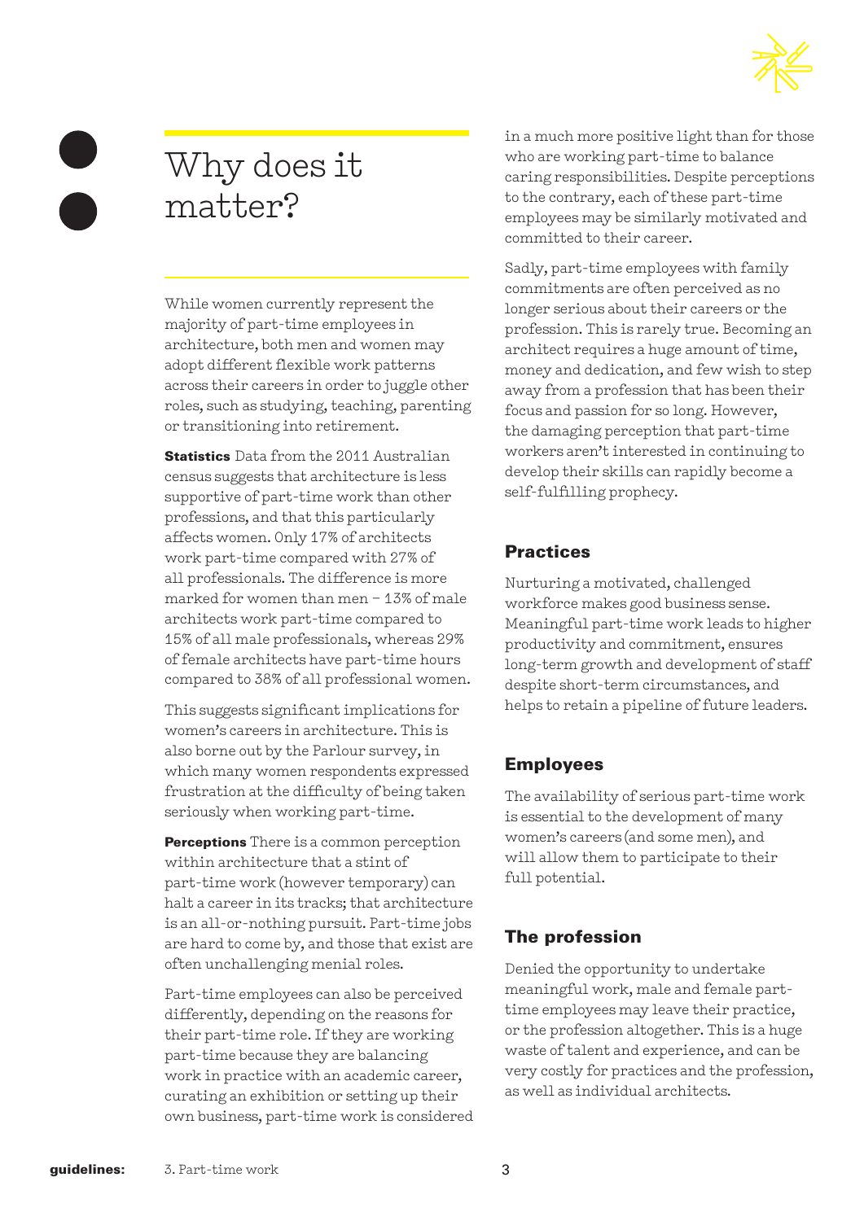# Why does it matter?

While women currently represent the majority of part-time employees in architecture, both men and women may adopt different flexible work patterns across their careers in order to juggle other roles, such as studying, teaching, parenting or transitioning into retirement.

**Statistics** Data from the 2011 Australian census suggests that architecture is less supportive of part-time work than other professions, and that this particularly affects women. Only 17% of architects work part-time compared with 27% of all professionals. The difference is more marked for women than men – 13% of male architects work part-time compared to 15% of all male professionals, whereas 29% of female architects have part-time hours compared to 38% of all professional women.

This suggests significant implications for women's careers in architecture. This is also borne out by the Parlour survey, in which many women respondents expressed frustration at the difficulty of being taken seriously when working part-time.

**Perceptions** There is a common perception within architecture that a stint of part-time work (however temporary) can halt a career in its tracks; that architecture is an all-or-nothing pursuit. Part-time jobs are hard to come by, and those that exist are often unchallenging menial roles.

Part-time employees can also be perceived differently, depending on the reasons for their part-time role. If they are working part-time because they are balancing work in practice with an academic career, curating an exhibition or setting up their own business, part-time work is considered in a much more positive light than for those who are working part-time to balance caring responsibilities. Despite perceptions to the contrary, each of these part-time employees may be similarly motivated and committed to their career.

Sadly, part-time employees with family commitments are often perceived as no longer serious about their careers or the profession. This is rarely true. Becoming an architect requires a huge amount of time, money and dedication, and few wish to step away from a profession that has been their focus and passion for so long. However, the damaging perception that part-time workers aren't interested in continuing to develop their skills can rapidly become a self-fulfilling prophecy.

## Practices

Nurturing a motivated, challenged workforce makes good business sense. Meaningful part-time work leads to higher productivity and commitment, ensures long-term growth and development of staff despite short-term circumstances, and helps to retain a pipeline of future leaders.

## Employees

The availability of serious part-time work is essential to the development of many women's careers (and some men), and will allow them to participate to their full potential.

## The profession

Denied the opportunity to undertake meaningful work, male and female part-time employees may leave their practice, or the profession altogether. This is a huge waste of talent and experience, and can be very costly for practices and the profession, as well as individual architects.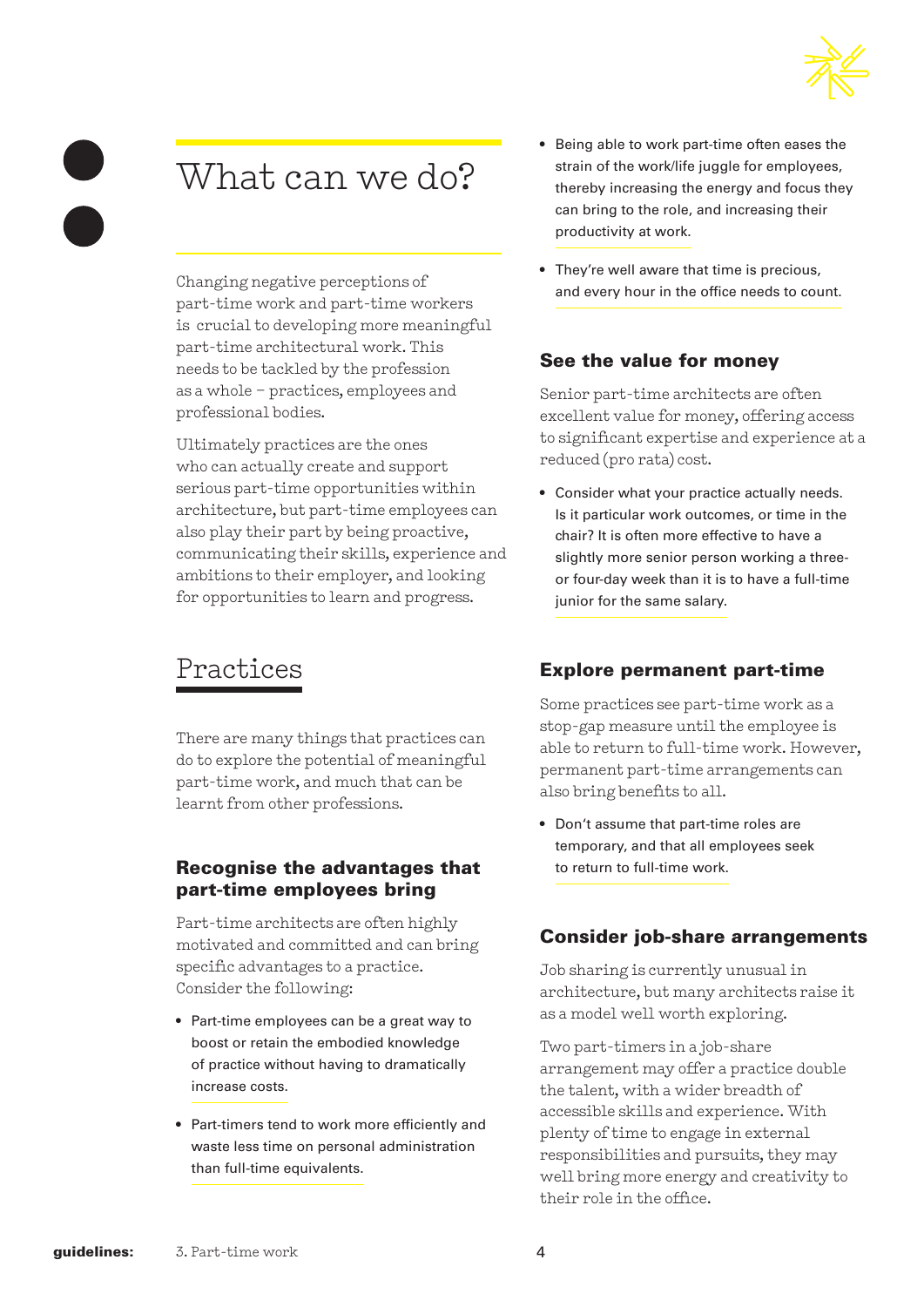# What can we do?

Changing negative perceptions of part-time work and part-time workers is crucial to developing more meaningful part-time architectural work. This needs to be tackled by the profession as a whole – practices, employees and professional bodies.

Ultimately practices are the ones who can actually create and support serious part-time opportunities within architecture, but part-time employees can also play their part by being proactive, communicating their skills, experience and ambitions to their employer, and looking for opportunities to learn and progress.

## Practices

There are many things that practices can do to explore the potential of meaningful part-time work, and much that can be learnt from other professions.

### Recognise the advantages that part-time employees bring

Part-time architects are often highly motivated and committed and can bring specific advantages to a practice. Consider the following:

- Part-time employees can be a great way to boost or retain the embodied knowledge of practice without having to dramatically increase costs.
- Part-timers tend to work more efficiently and waste less time on personal administration than full-time equivalents.
- Being able to work part-time often eases the strain of the work/life juggle for employees, thereby increasing the energy and focus they can bring to the role, and increasing their productivity at work.
- They're well aware that time is precious, and every hour in the office needs to count.

### See the value for money

Senior part-time architects are often excellent value for money, offering access to significant expertise and experience at a reduced (pro rata) cost.

- Consider what your practice actually needs. Is it particular work outcomes, or time in the chair? It is often more effective to have a slightly more senior person working a three- or four-day week than it is to have a full-time junior for the same salary.

### Explore permanent part-time

Some practices see part-time work as a stop-gap measure until the employee is able to return to full-time work. However, permanent part-time arrangements can also bring benefits to all.

- Don't assume that part-time roles are temporary, and that all employees seek to return to full-time work.

### Consider job-share arrangements

Job sharing is currently unusual in architecture, but many architects raise it as a model well worth exploring.

Two part-timers in a job-share arrangement may offer a practice double the talent, with a wider breadth of accessible skills and experience. With plenty of time to engage in external responsibilities and pursuits, they may well bring more energy and creativity to their role in the office.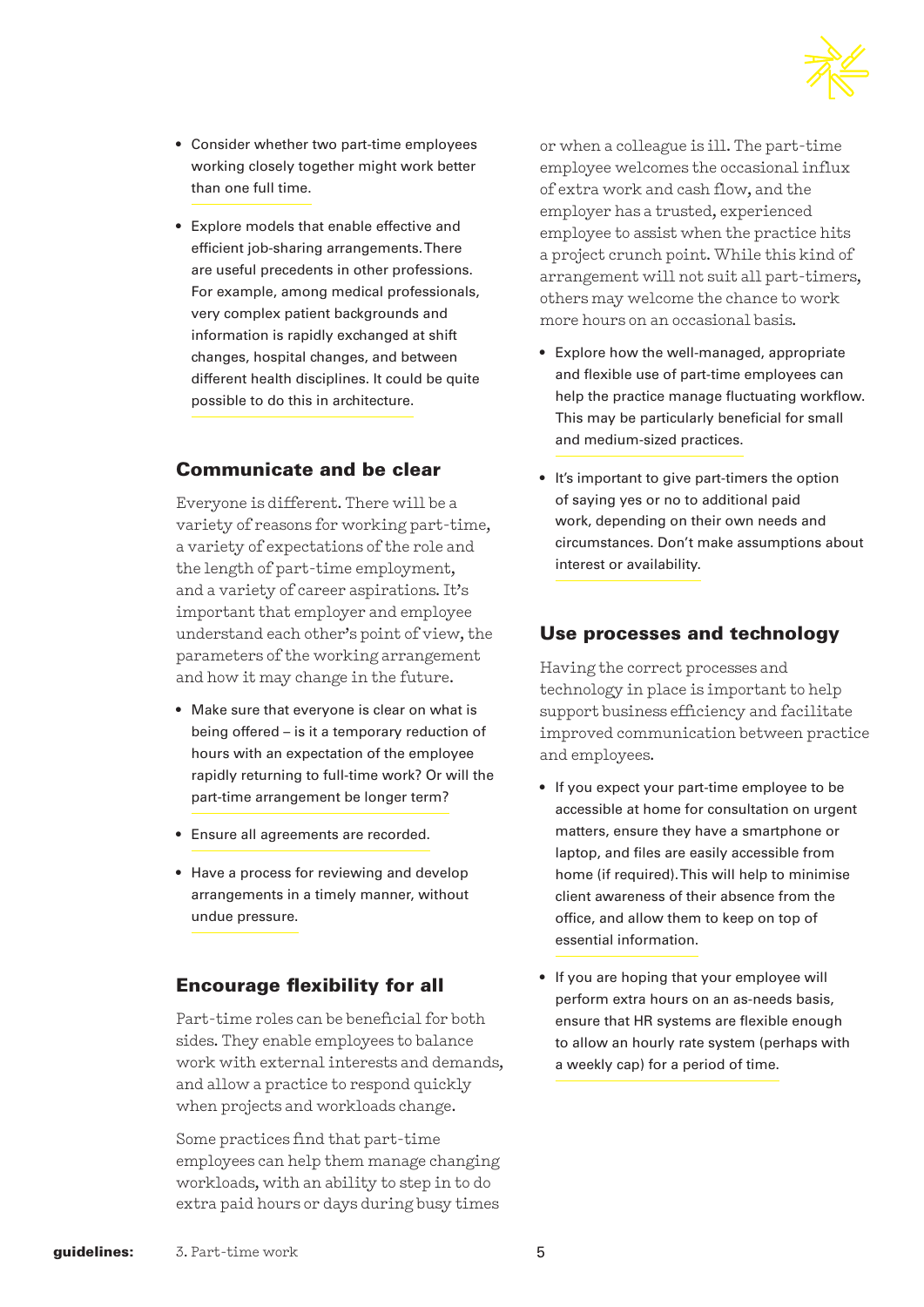- Consider whether two part-time employees working closely together might work better than one full time.

- Explore models that enable effective and efficient job-sharing arrangements. There are useful precedents in other professions. For example, among medical professionals, very complex patient backgrounds and information is rapidly exchanged at shift changes, hospital changes, and between different health disciplines. It could be quite possible to do this in architecture.

## Communicate and be clear

Everyone is different. There will be a variety of reasons for working part-time, a variety of expectations of the role and the length of part-time employment, and a variety of career aspirations. It's important that employer and employee understand each other's point of view, the parameters of the working arrangement and how it may change in the future.

- Make sure that everyone is clear on what is being offered – is it a temporary reduction of hours with an expectation of the employee rapidly returning to full-time work? Or will the part-time arrangement be longer term?

- Ensure all agreements are recorded.

- Have a process for reviewing and develop arrangements in a timely manner, without undue pressure.

## Encourage flexibility for all

Part-time roles can be beneficial for both sides. They enable employees to balance work with external interests and demands, and allow a practice to respond quickly when projects and workloads change.

Some practices find that part-time employees can help them manage changing workloads, with an ability to step in to do extra paid hours or days during busy times or when a colleague is ill. The part-time employee welcomes the occasional influx of extra work and cash flow, and the employer has a trusted, experienced employee to assist when the practice hits a project crunch point. While this kind of arrangement will not suit all part-timers, others may welcome the chance to work more hours on an occasional basis.

- Explore how the well-managed, appropriate and flexible use of part-time employees can help the practice manage fluctuating workflow. This may be particularly beneficial for small and medium-sized practices.

- It's important to give part-timers the option of saying yes or no to additional paid work, depending on their own needs and circumstances. Don't make assumptions about interest or availability.

## Use processes and technology

Having the correct processes and technology in place is important to help support business efficiency and facilitate improved communication between practice and employees.

- If you expect your part-time employee to be accessible at home for consultation on urgent matters, ensure they have a smartphone or laptop, and files are easily accessible from home (if required). This will help to minimise client awareness of their absence from the office, and allow them to keep on top of essential information.

- If you are hoping that your employee will perform extra hours on an as-needs basis, ensure that HR systems are flexible enough to allow an hourly rate system (perhaps with a weekly cap) for a period of time.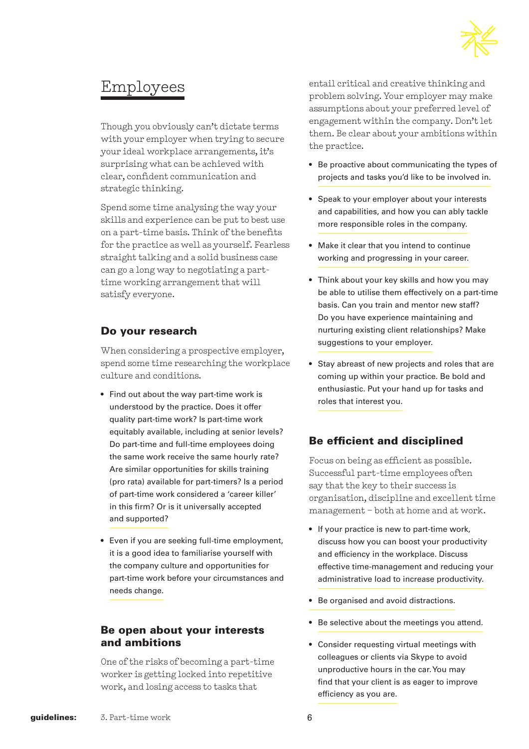# Employees

Though you obviously can't dictate terms with your employer when trying to secure your ideal workplace arrangements, it's surprising what can be achieved with clear, confident communication and strategic thinking.

Spend some time analysing the way your skills and experience can be put to best use on a part-time basis. Think of the benefits for the practice as well as yourself. Fearless straight talking and a solid business case can go a long way to negotiating a part-time working arrangement that will satisfy everyone.

## Do your research

When considering a prospective employer, spend some time researching the workplace culture and conditions.

- Find out about the way part-time work is understood by the practice. Does it offer quality part-time work? Is part-time work equitably available, including at senior levels? Do part-time and full-time employees doing the same work receive the same hourly rate? Are similar opportunities for skills training (pro rata) available for part-timers? Is a period of part-time work considered a 'career killer' in this firm? Or is it universally accepted and supported?
- Even if you are seeking full-time employment, it is a good idea to familiarise yourself with the company culture and opportunities for part-time work before your circumstances and needs change.

## Be open about your interests and ambitions

One of the risks of becoming a part-time worker is getting locked into repetitive work, and losing access to tasks that entail critical and creative thinking and problem solving. Your employer may make assumptions about your preferred level of engagement within the company. Don't let them. Be clear about your ambitions within the practice.

- Be proactive about communicating the types of projects and tasks you'd like to be involved in.
- Speak to your employer about your interests and capabilities, and how you can ably tackle more responsible roles in the company.
- Make it clear that you intend to continue working and progressing in your career.
- Think about your key skills and how you may be able to utilise them effectively on a part-time basis. Can you train and mentor new staff? Do you have experience maintaining and nurturing existing client relationships? Make suggestions to your employer.
- Stay abreast of new projects and roles that are coming up within your practice. Be bold and enthusiastic. Put your hand up for tasks and roles that interest you.

## Be efficient and disciplined

Focus on being as efficient as possible. Successful part-time employees often say that the key to their success is organisation, discipline and excellent time management – both at home and at work.

- If your practice is new to part-time work, discuss how you can boost your productivity and efficiency in the workplace. Discuss effective time-management and reducing your administrative load to increase productivity.
- Be organised and avoid distractions.
- Be selective about the meetings you attend.
- Consider requesting virtual meetings with colleagues or clients via Skype to avoid unproductive hours in the car. You may find that your client is as eager to improve efficiency as you are.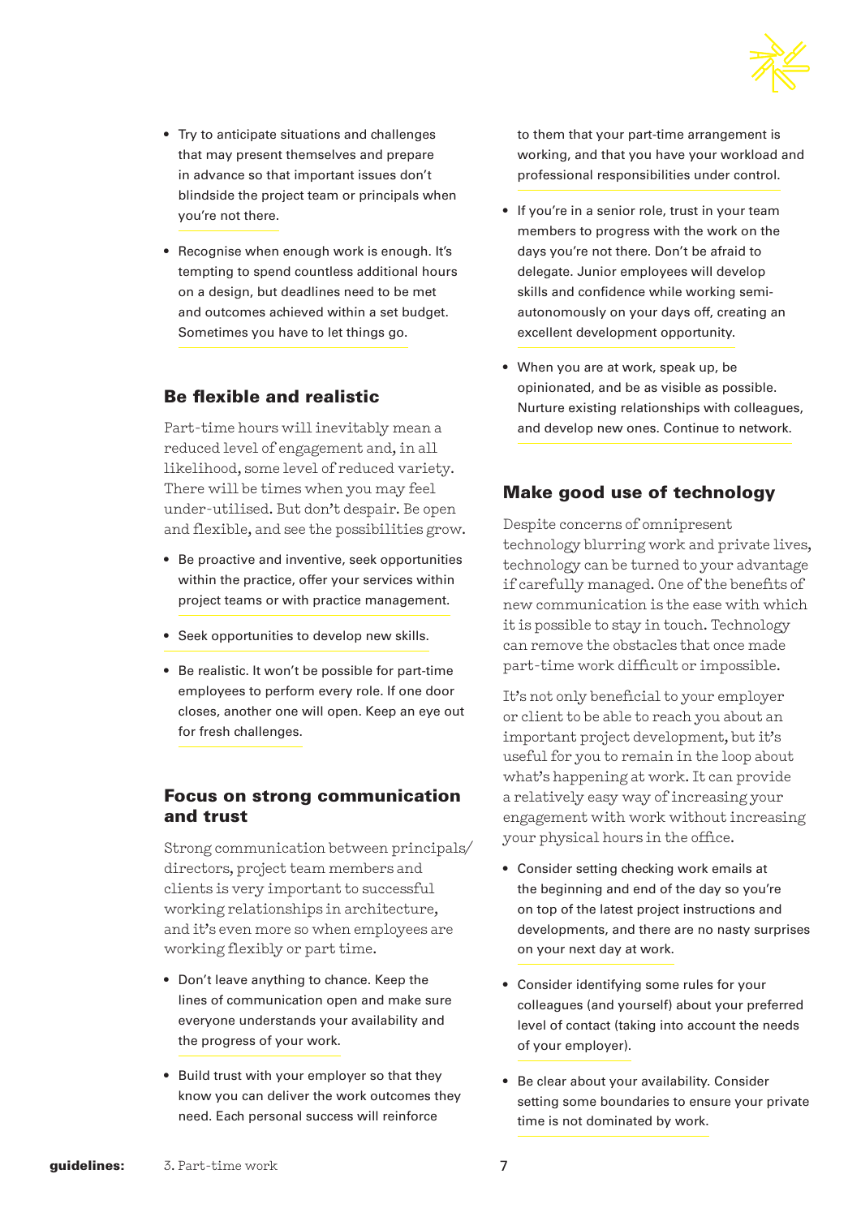- Try to anticipate situations and challenges that may present themselves and prepare in advance so that important issues don't blindside the project team or principals when you're not there.
- Recognise when enough work is enough. It's tempting to spend countless additional hours on a design, but deadlines need to be met and outcomes achieved within a set budget. Sometimes you have to let things go.

## Be flexible and realistic

Part-time hours will inevitably mean a reduced level of engagement and, in all likelihood, some level of reduced variety. There will be times when you may feel under-utilised. But don't despair. Be open and flexible, and see the possibilities grow.

- Be proactive and inventive, seek opportunities within the practice, offer your services within project teams or with practice management.
- Seek opportunities to develop new skills.
- Be realistic. It won't be possible for part-time employees to perform every role. If one door closes, another one will open. Keep an eye out for fresh challenges.

## Focus on strong communication and trust

Strong communication between principals/directors, project team members and clients is very important to successful working relationships in architecture, and it's even more so when employees are working flexibly or part time.

- Don't leave anything to chance. Keep the lines of communication open and make sure everyone understands your availability and the progress of your work.
- Build trust with your employer so that they know you can deliver the work outcomes they need. Each personal success will reinforce to them that your part-time arrangement is working, and that you have your workload and professional responsibilities under control.
- If you're in a senior role, trust in your team members to progress with the work on the days you're not there. Don't be afraid to delegate. Junior employees will develop skills and confidence while working semi-autonomously on your days off, creating an excellent development opportunity.
- When you are at work, speak up, be opinionated, and be as visible as possible. Nurture existing relationships with colleagues, and develop new ones. Continue to network.

## Make good use of technology

Despite concerns of omnipresent technology blurring work and private lives, technology can be turned to your advantage if carefully managed. One of the benefits of new communication is the ease with which it is possible to stay in touch. Technology can remove the obstacles that once made part-time work difficult or impossible.

It's not only beneficial to your employer or client to be able to reach you about an important project development, but it's useful for you to remain in the loop about what's happening at work. It can provide a relatively easy way of increasing your engagement with work without increasing your physical hours in the office.

- Consider setting checking work emails at the beginning and end of the day so you're on top of the latest project instructions and developments, and there are no nasty surprises on your next day at work.
- Consider identifying some rules for your colleagues (and yourself) about your preferred level of contact (taking into account the needs of your employer).
- Be clear about your availability. Consider setting some boundaries to ensure your private time is not dominated by work.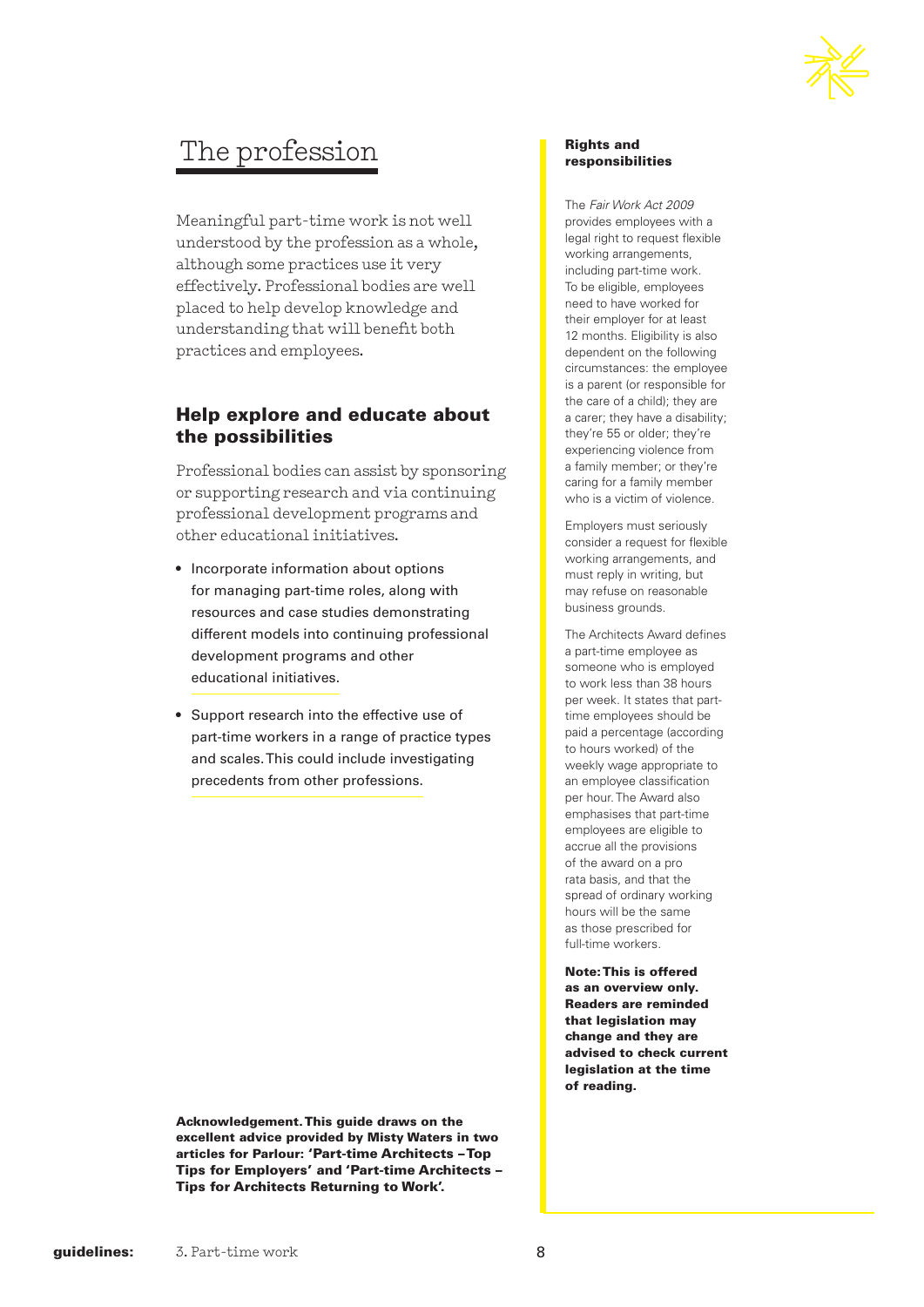# The profession

Meaningful part-time work is not well understood by the profession as a whole, although some practices use it very effectively. Professional bodies are well placed to help develop knowledge and understanding that will benefit both practices and employees.

## Help explore and educate about the possibilities

Professional bodies can assist by sponsoring or supporting research and via continuing professional development programs and other educational initiatives.

- Incorporate information about options for managing part-time roles, along with resources and case studies demonstrating different models into continuing professional development programs and other educational initiatives.
- Support research into the effective use of part-time workers in a range of practice types and scales. This could include investigating precedents from other professions.

**Acknowledgement. This guide draws on the excellent advice provided by Misty Waters in two articles for Parlour: 'Part-time Architects – Top Tips for Employers' and 'Part-time Architects – Tips for Architects Returning to Work'.**

### Rights and responsibilities

The *Fair Work Act 2009* provides employees with a legal right to request flexible working arrangements, including part-time work. To be eligible, employees need to have worked for their employer for at least 12 months. Eligibility is also dependent on the following circumstances: the employee is a parent (or responsible for the care of a child); they are a carer; they have a disability; they're 55 or older; they're experiencing violence from a family member; or they're caring for a family member who is a victim of violence.

Employers must seriously consider a request for flexible working arrangements, and must reply in writing, but may refuse on reasonable business grounds.

The Architects Award defines a part-time employee as someone who is employed to work less than 38 hours per week. It states that part-time employees should be paid a percentage (according to hours worked) of the weekly wage appropriate to an employee classification per hour. The Award also emphasises that part-time employees are eligible to accrue all the provisions of the award on a pro rata basis, and that the spread of ordinary working hours will be the same as those prescribed for full-time workers.

**Note: This is offered as an overview only. Readers are reminded that legislation may change and they are advised to check current legislation at the time of reading.**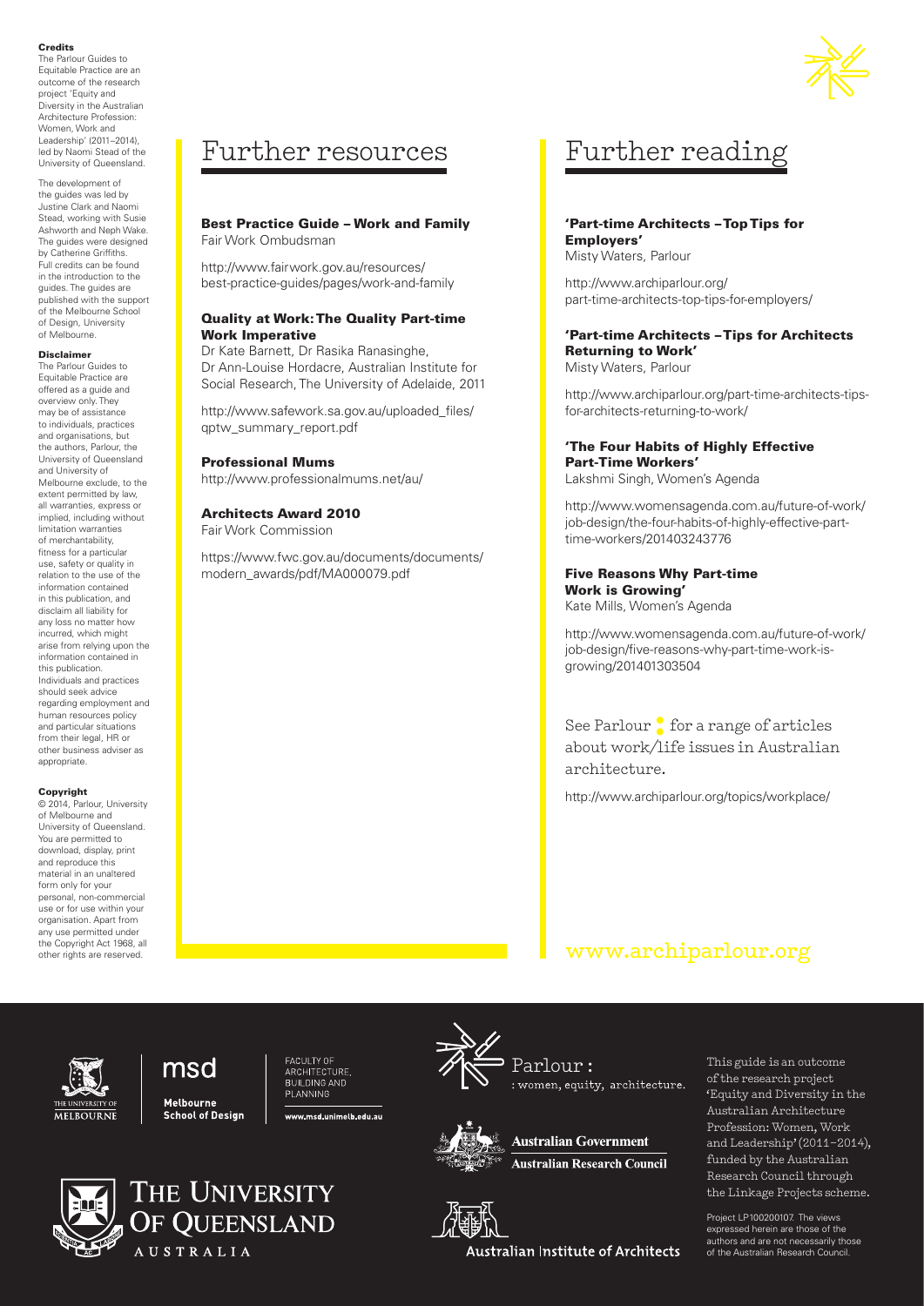**Credits**

The Parlour Guides to Equitable Practice are an outcome of the research project 'Equity and Diversity in the Australian Architecture Profession: Women, Work and Leadership' (2011–2014), led by Naomi Stead of the University of Queensland.

The development of the guides was led by Justine Clark and Naomi Stead, working with Susie Ashworth and Neph Wake. The guides were designed by Catherine Griffiths. Full credits can be found in the introduction to the guides. The guides are published with the support of the Melbourne School of Design, University of Melbourne.

**Disclaimer**

The Parlour Guides to Equitable Practice are offered as a guide and overview only. They may be of assistance to individuals, practices and organisations, but the authors, Parlour, the University of Queensland and University of Melbourne exclude, to the extent permitted by law, all warranties, express or implied, including without limitation warranties of merchantability, fitness for a particular use, safety or quality in relation to the use of the information contained in this publication, and disclaim all liability for any loss no matter how incurred, which might arise from relying upon the information contained in this publication. Individuals and practices should seek advice regarding employment and human resources policy and particular situations from their legal, HR or other business adviser as appropriate.

**Copyright**

© 2014, Parlour, University of Melbourne and University of Queensland. You are permitted to download, display, print and reproduce this material in an unaltered form only for your personal, non-commercial use or for use within your organisation. Apart from any use permitted under the Copyright Act 1968, all other rights are reserved.

# Further resources

### Best Practice Guide – Work and Family

Fair Work Ombudsman

http://www.fairwork.gov.au/resources/best-practice-guides/pages/work-and-family

### Quality at Work: The Quality Part-time Work Imperative

Dr Kate Barnett, Dr Rasika Ranasinghe, Dr Ann-Louise Hordacre, Australian Institute for Social Research, The University of Adelaide, 2011

http://www.safework.sa.gov.au/uploaded_files/qptw_summary_report.pdf

### Professional Mums

http://www.professionalmums.net/au/

### Architects Award 2010

Fair Work Commission

https://www.fwc.gov.au/documents/documents/modern_awards/pdf/MA000079.pdf

# Further reading

### 'Part-time Architects – Top Tips for Employers'

Misty Waters, Parlour

http://www.archiparlour.org/part-time-architects-top-tips-for-employers/

### 'Part-time Architects – Tips for Architects Returning to Work'

Misty Waters, Parlour

http://www.archiparlour.org/part-time-architects-tips-for-architects-returning-to-work/

### 'The Four Habits of Highly Effective Part-Time Workers'

Lakshmi Singh, Women's Agenda

http://www.womensagenda.com.au/future-of-work/job-design/the-four-habits-of-highly-effective-part-time-workers/201403243776

### Five Reasons Why Part-time Work is Growing'

Kate Mills, Women's Agenda

http://www.womensagenda.com.au/future-of-work/job-design/five-reasons-why-part-time-work-is-growing/201401303504

See Parlour : for a range of articles about work/life issues in Australian architecture.

http://www.archiparlour.org/topics/workplace/

www.archiparlour.org

msd Melbourne School of Design — Faculty of Architecture, Building and Planning — www.msd.unimelb.edu.au

Parlour : : women, equity, architecture.

Australian Government — Australian Research Council

Australian Institute of Architects

The University of Melbourne

The University of Queensland Australia

This guide is an outcome of the research project 'Equity and Diversity in the Australian Architecture Profession: Women, Work and Leadership' (2011–2014), funded by the Australian Research Council through the Linkage Projects scheme.

Project LP100200107. The views expressed herein are those of the authors and are not necessarily those of the Australian Research Council.